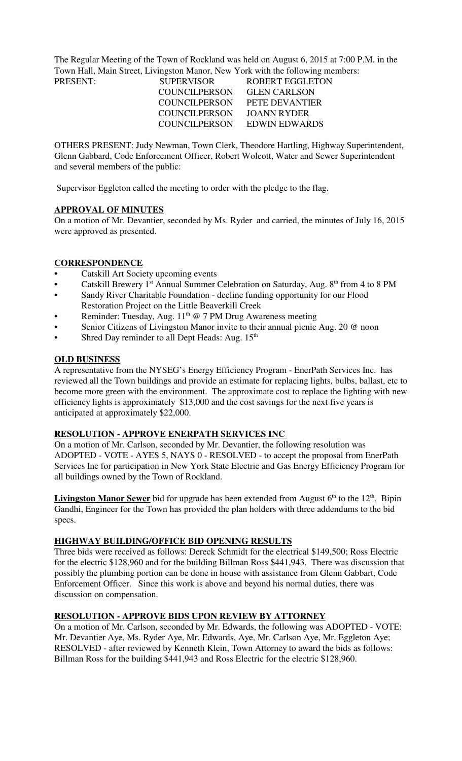The Regular Meeting of the Town of Rockland was held on August 6, 2015 at 7:00 P.M. in the Town Hall, Main Street, Livingston Manor, New York with the following members:

| PRESENT: | SUPERVISOR | ROBERT EGGLETON |
|---|---|---|
| | COUNCILPERSON | GLEN CARLSON |
| | COUNCILPERSON | PETE DEVANTIER |
| | COUNCILPERSON | JOANN RYDER |
| | COUNCILPERSON | EDWIN EDWARDS |

OTHERS PRESENT: Judy Newman, Town Clerk, Theodore Hartling, Highway Superintendent, Glenn Gabbard, Code Enforcement Officer, Robert Wolcott, Water and Sewer Superintendent and several members of the public:

Supervisor Eggleton called the meeting to order with the pledge to the flag.

**APPROVAL OF MINUTES**

On a motion of Mr. Devantier, seconded by Ms. Ryder and carried, the minutes of July 16, 2015 were approved as presented.

**CORRESPONDENCE**

- Catskill Art Society upcoming events
- Catskill Brewery 1st Annual Summer Celebration on Saturday, Aug. 8th from 4 to 8 PM
- Sandy River Charitable Foundation - decline funding opportunity for our Flood Restoration Project on the Little Beaverkill Creek
- Reminder: Tuesday, Aug. 11th @ 7 PM Drug Awareness meeting
- Senior Citizens of Livingston Manor invite to their annual picnic Aug. 20 @ noon
- Shred Day reminder to all Dept Heads: Aug. 15th

**OLD BUSINESS**

A representative from the NYSEG's Energy Efficiency Program - EnerPath Services Inc. has reviewed all the Town buildings and provide an estimate for replacing lights, bulbs, ballast, etc to become more green with the environment. The approximate cost to replace the lighting with new efficiency lights is approximately $13,000 and the cost savings for the next five years is anticipated at approximately $22,000.

**RESOLUTION - APPROVE ENERPATH SERVICES INC**

On a motion of Mr. Carlson, seconded by Mr. Devantier, the following resolution was ADOPTED - VOTE - AYES 5, NAYS 0 - RESOLVED - to accept the proposal from EnerPath Services Inc for participation in New York State Electric and Gas Energy Efficiency Program for all buildings owned by the Town of Rockland.

**Livingston Manor Sewer** bid for upgrade has been extended from August 6th to the 12th. Bipin Gandhi, Engineer for the Town has provided the plan holders with three addendums to the bid specs.

**HIGHWAY BUILDING/OFFICE BID OPENING RESULTS**

Three bids were received as follows: Dereck Schmidt for the electrical $149,500; Ross Electric for the electric $128,960 and for the building Billman Ross $441,943. There was discussion that possibly the plumbing portion can be done in house with assistance from Glenn Gabbart, Code Enforcement Officer. Since this work is above and beyond his normal duties, there was discussion on compensation.

**RESOLUTION - APPROVE BIDS UPON REVIEW BY ATTORNEY**

On a motion of Mr. Carlson, seconded by Mr. Edwards, the following was ADOPTED - VOTE: Mr. Devantier Aye, Ms. Ryder Aye, Mr. Edwards, Aye, Mr. Carlson Aye, Mr. Eggleton Aye; RESOLVED - after reviewed by Kenneth Klein, Town Attorney to award the bids as follows: Billman Ross for the building $441,943 and Ross Electric for the electric $128,960.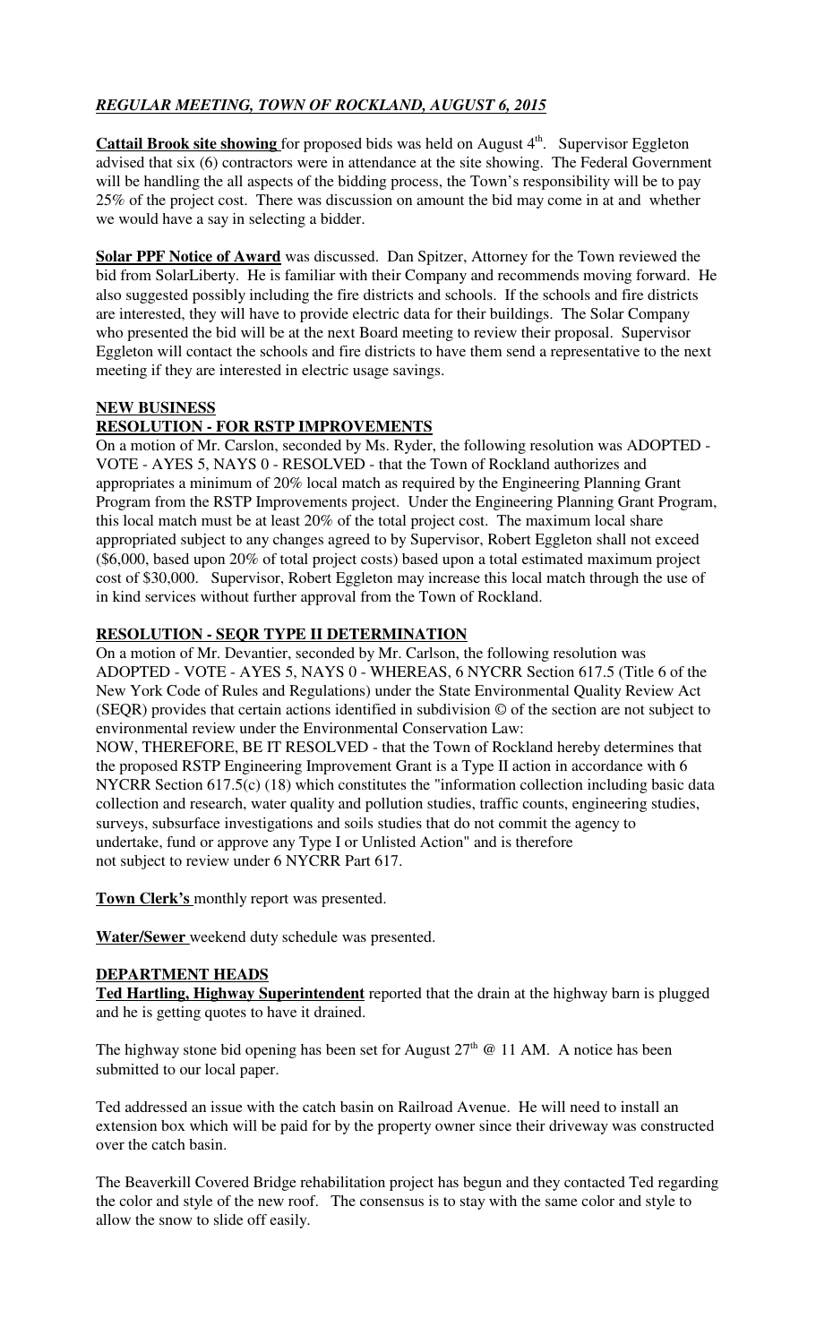***REGULAR MEETING, TOWN OF ROCKLAND, AUGUST 6, 2015***

**Cattail Brook site showing** for proposed bids was held on August 4th. Supervisor Eggleton advised that six (6) contractors were in attendance at the site showing. The Federal Government will be handling the all aspects of the bidding process, the Town's responsibility will be to pay 25% of the project cost. There was discussion on amount the bid may come in at and whether we would have a say in selecting a bidder.

**Solar PPF Notice of Award** was discussed. Dan Spitzer, Attorney for the Town reviewed the bid from SolarLiberty. He is familiar with their Company and recommends moving forward. He also suggested possibly including the fire districts and schools. If the schools and fire districts are interested, they will have to provide electric data for their buildings. The Solar Company who presented the bid will be at the next Board meeting to review their proposal. Supervisor Eggleton will contact the schools and fire districts to have them send a representative to the next meeting if they are interested in electric usage savings.

**NEW BUSINESS**

**RESOLUTION - FOR RSTP IMPROVEMENTS**

On a motion of Mr. Carslon, seconded by Ms. Ryder, the following resolution was ADOPTED - VOTE - AYES 5, NAYS 0 - RESOLVED - that the Town of Rockland authorizes and appropriates a minimum of 20% local match as required by the Engineering Planning Grant Program from the RSTP Improvements project. Under the Engineering Planning Grant Program, this local match must be at least 20% of the total project cost. The maximum local share appropriated subject to any changes agreed to by Supervisor, Robert Eggleton shall not exceed ($6,000, based upon 20% of total project costs) based upon a total estimated maximum project cost of $30,000. Supervisor, Robert Eggleton may increase this local match through the use of in kind services without further approval from the Town of Rockland.

**RESOLUTION - SEQR TYPE II DETERMINATION**

On a motion of Mr. Devantier, seconded by Mr. Carlson, the following resolution was ADOPTED - VOTE - AYES 5, NAYS 0 - WHEREAS, 6 NYCRR Section 617.5 (Title 6 of the New York Code of Rules and Regulations) under the State Environmental Quality Review Act (SEQR) provides that certain actions identified in subdivision © of the section are not subject to environmental review under the Environmental Conservation Law:

NOW, THEREFORE, BE IT RESOLVED - that the Town of Rockland hereby determines that the proposed RSTP Engineering Improvement Grant is a Type II action in accordance with 6 NYCRR Section 617.5(c) (18) which constitutes the "information collection including basic data collection and research, water quality and pollution studies, traffic counts, engineering studies, surveys, subsurface investigations and soils studies that do not commit the agency to undertake, fund or approve any Type I or Unlisted Action" and is therefore not subject to review under 6 NYCRR Part 617.

**Town Clerk's** monthly report was presented.

**Water/Sewer** weekend duty schedule was presented.

**DEPARTMENT HEADS**

**Ted Hartling, Highway Superintendent** reported that the drain at the highway barn is plugged and he is getting quotes to have it drained.

The highway stone bid opening has been set for August 27th @ 11 AM. A notice has been submitted to our local paper.

Ted addressed an issue with the catch basin on Railroad Avenue. He will need to install an extension box which will be paid for by the property owner since their driveway was constructed over the catch basin.

The Beaverkill Covered Bridge rehabilitation project has begun and they contacted Ted regarding the color and style of the new roof. The consensus is to stay with the same color and style to allow the snow to slide off easily.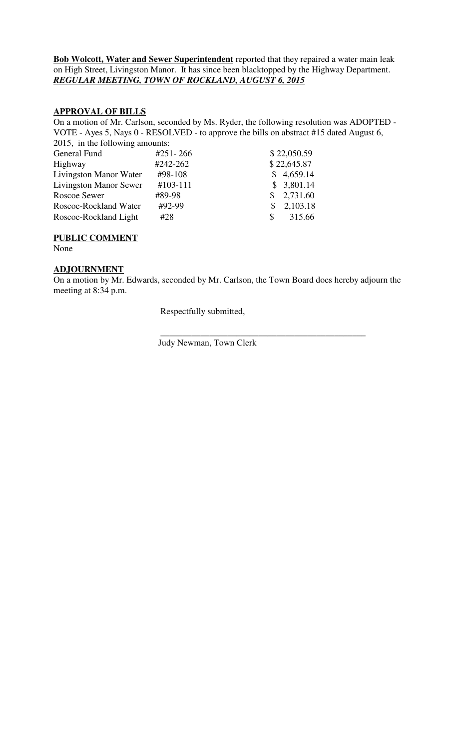**Bob Wolcott, Water and Sewer Superintendent** reported that they repaired a water main leak on High Street, Livingston Manor. It has since been blacktopped by the Highway Department.

***REGULAR MEETING, TOWN OF ROCKLAND, AUGUST 6, 2015***

**APPROVAL OF BILLS**

On a motion of Mr. Carlson, seconded by Ms. Ryder, the following resolution was ADOPTED - VOTE - Ayes 5, Nays 0 - RESOLVED - to approve the bills on abstract #15 dated August 6, 2015, in the following amounts:

| | | |
|---|---|---|
| General Fund | #251- 266 | $ 22,050.59 |
| Highway | #242-262 | $ 22,645.87 |
| Livingston Manor Water | #98-108 | $ 4,659.14 |
| Livingston Manor Sewer | #103-111 | $ 3,801.14 |
| Roscoe Sewer | #89-98 | $ 2,731.60 |
| Roscoe-Rockland Water | #92-99 | $ 2,103.18 |
| Roscoe-Rockland Light | #28 | $ 315.66 |

**PUBLIC COMMENT**

None

**ADJOURNMENT**

On a motion by Mr. Edwards, seconded by Mr. Carlson, the Town Board does hereby adjourn the meeting at 8:34 p.m.

Respectfully submitted,

\_\_\_\_\_\_\_\_\_\_\_\_\_\_\_\_\_\_\_\_\_\_\_\_\_\_\_\_\_\_\_\_\_\_\_\_\_\_\_\_\_\_\_\_\_\_

Judy Newman, Town Clerk